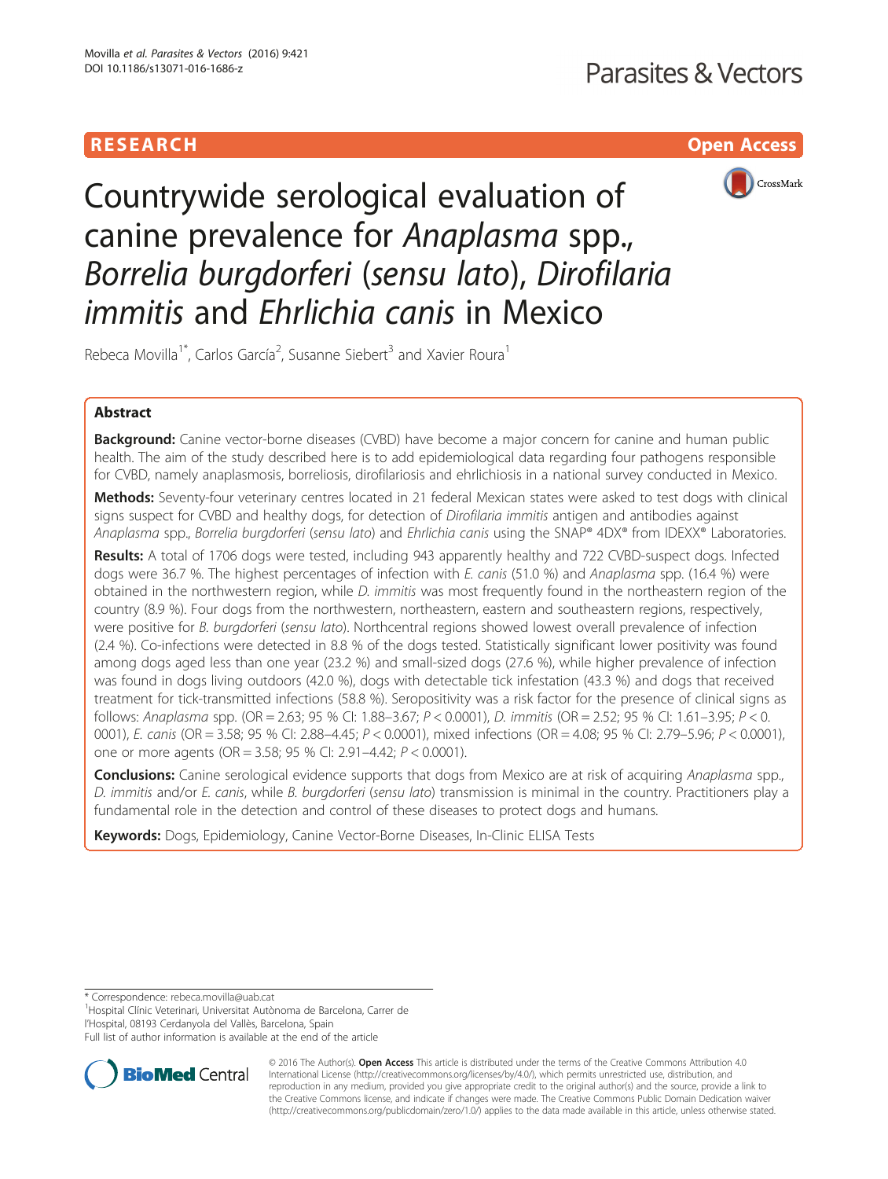RESEARCH Open Access

# Countrywide serological evaluation of canine prevalence for *Anaplasma* spp., *Borrelia burgdorferi* (*sensu lato*), *Dirofilaria immitis* and *Ehrlichia canis* in Mexico

Rebeca Movilla[1*], Carlos García[2], Susanne Siebert[3] and Xavier Roura[1]

## Abstract

**Background:** Canine vector-borne diseases (CVBD) have become a major concern for canine and human public health. The aim of the study described here is to add epidemiological data regarding four pathogens responsible for CVBD, namely anaplasmosis, borreliosis, dirofilariosis and ehrlichiosis in a national survey conducted in Mexico.

**Methods:** Seventy-four veterinary centres located in 21 federal Mexican states were asked to test dogs with clinical signs suspect for CVBD and healthy dogs, for detection of *Dirofilaria immitis* antigen and antibodies against *Anaplasma* spp., *Borrelia burgdorferi* (*sensu lato*) and *Ehrlichia canis* using the SNAP® 4DX® from IDEXX® Laboratories.

**Results:** A total of 1706 dogs were tested, including 943 apparently healthy and 722 CVBD-suspect dogs. Infected dogs were 36.7 %. The highest percentages of infection with *E. canis* (51.0 %) and *Anaplasma* spp. (16.4 %) were obtained in the northwestern region, while *D. immitis* was most frequently found in the northeastern region of the country (8.9 %). Four dogs from the northwestern, northeastern, eastern and southeastern regions, respectively, were positive for *B. burgdorferi* (*sensu lato*). Northcentral regions showed lowest overall prevalence of infection (2.4 %). Co-infections were detected in 8.8 % of the dogs tested. Statistically significant lower positivity was found among dogs aged less than one year (23.2 %) and small-sized dogs (27.6 %), while higher prevalence of infection was found in dogs living outdoors (42.0 %), dogs with detectable tick infestation (43.3 %) and dogs that received treatment for tick-transmitted infections (58.8 %). Seropositivity was a risk factor for the presence of clinical signs as follows: *Anaplasma* spp. (OR = 2.63; 95 % CI: 1.88–3.67; $P < 0.0001$), *D. immitis* (OR = 2.52; 95 % CI: 1.61–3.95; $P < 0.0001$), *E. canis* (OR = 3.58; 95 % CI: 2.88–4.45; $P < 0.0001$), mixed infections (OR = 4.08; 95 % CI: 2.79–5.96; $P < 0.0001$), one or more agents (OR = 3.58; 95 % CI: 2.91–4.42; $P < 0.0001$).

**Conclusions:** Canine serological evidence supports that dogs from Mexico are at risk of acquiring *Anaplasma* spp., *D. immitis* and/or *E. canis*, while *B. burgdorferi* (*sensu lato*) transmission is minimal in the country. Practitioners play a fundamental role in the detection and control of these diseases to protect dogs and humans.

**Keywords:** Dogs, Epidemiology, Canine Vector-Borne Diseases, In-Clinic ELISA Tests

\* Correspondence: rebeca.movilla@uab.cat
[1]Hospital Clínic Veterinari, Universitat Autònoma de Barcelona, Carrer de l'Hospital, 08193 Cerdanyola del Vallès, Barcelona, Spain
Full list of author information is available at the end of the article

© 2016 The Author(s). **Open Access** This article is distributed under the terms of the Creative Commons Attribution 4.0 International License (http://creativecommons.org/licenses/by/4.0/), which permits unrestricted use, distribution, and reproduction in any medium, provided you give appropriate credit to the original author(s) and the source, provide a link to the Creative Commons license, and indicate if changes were made. The Creative Commons Public Domain Dedication waiver (http://creativecommons.org/publicdomain/zero/1.0/) applies to the data made available in this article, unless otherwise stated.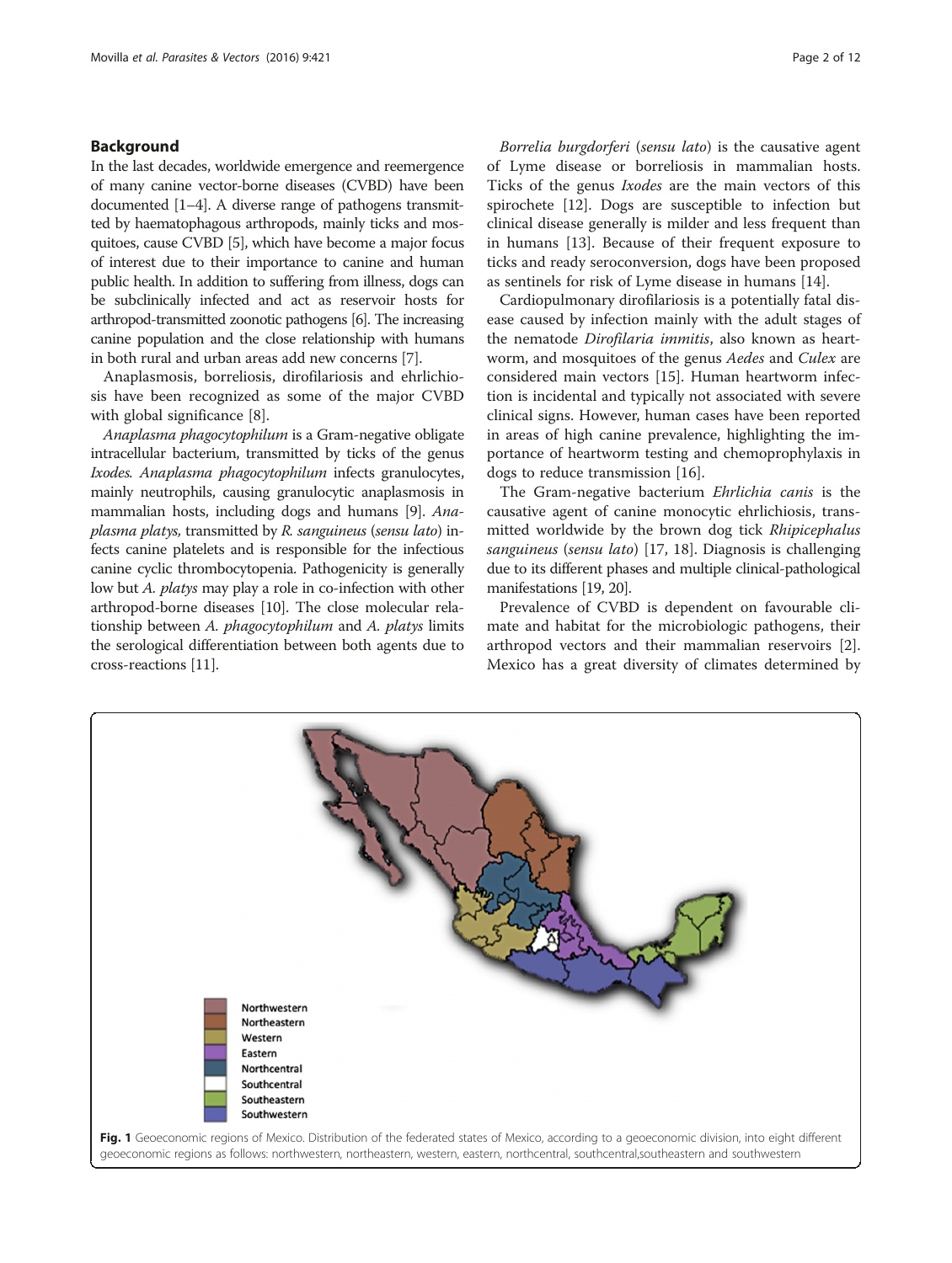## Background

In the last decades, worldwide emergence and reemergence of many canine vector-borne diseases (CVBD) have been documented [1–4]. A diverse range of pathogens transmitted by haematophagous arthropods, mainly ticks and mosquitoes, cause CVBD [5], which have become a major focus of interest due to their importance to canine and human public health. In addition to suffering from illness, dogs can be subclinically infected and act as reservoir hosts for arthropod-transmitted zoonotic pathogens [6]. The increasing canine population and the close relationship with humans in both rural and urban areas add new concerns [7].

Anaplasmosis, borreliosis, dirofilariosis and ehrlichiosis have been recognized as some of the major CVBD with global significance [8].

*Anaplasma phagocytophilum* is a Gram-negative obligate intracellular bacterium, transmitted by ticks of the genus *Ixodes*. *Anaplasma phagocytophilum* infects granulocytes, mainly neutrophils, causing granulocytic anaplasmosis in mammalian hosts, including dogs and humans [9]. *Anaplasma platys*, transmitted by *R. sanguineus* (*sensu lato*) infects canine platelets and is responsible for the infectious canine cyclic thrombocytopenia. Pathogenicity is generally low but *A. platys* may play a role in co-infection with other arthropod-borne diseases [10]. The close molecular relationship between *A. phagocytophilum* and *A. platys* limits the serological differentiation between both agents due to cross-reactions [11].

*Borrelia burgdorferi* (*sensu lato*) is the causative agent of Lyme disease or borreliosis in mammalian hosts. Ticks of the genus *Ixodes* are the main vectors of this spirochete [12]. Dogs are susceptible to infection but clinical disease generally is milder and less frequent than in humans [13]. Because of their frequent exposure to ticks and ready seroconversion, dogs have been proposed as sentinels for risk of Lyme disease in humans [14].

Cardiopulmonary dirofilariosis is a potentially fatal disease caused by infection mainly with the adult stages of the nematode *Dirofilaria immitis*, also known as heartworm, and mosquitoes of the genus *Aedes* and *Culex* are considered main vectors [15]. Human heartworm infection is incidental and typically not associated with severe clinical signs. However, human cases have been reported in areas of high canine prevalence, highlighting the importance of heartworm testing and chemoprophylaxis in dogs to reduce transmission [16].

The Gram-negative bacterium *Ehrlichia canis* is the causative agent of canine monocytic ehrlichiosis, transmitted worldwide by the brown dog tick *Rhipicephalus sanguineus* (*sensu lato*) [17, 18]. Diagnosis is challenging due to its different phases and multiple clinical-pathological manifestations [19, 20].

Prevalence of CVBD is dependent on favourable climate and habitat for the microbiologic pathogens, their arthropod vectors and their mammalian reservoirs [2]. Mexico has a great diversity of climates determined by

**Fig. 1** Geoeconomic regions of Mexico. Distribution of the federated states of Mexico, according to a geoeconomic division, into eight different geoeconomic regions as follows: northwestern, northeastern, western, eastern, northcentral, southcentral,southeastern and southwestern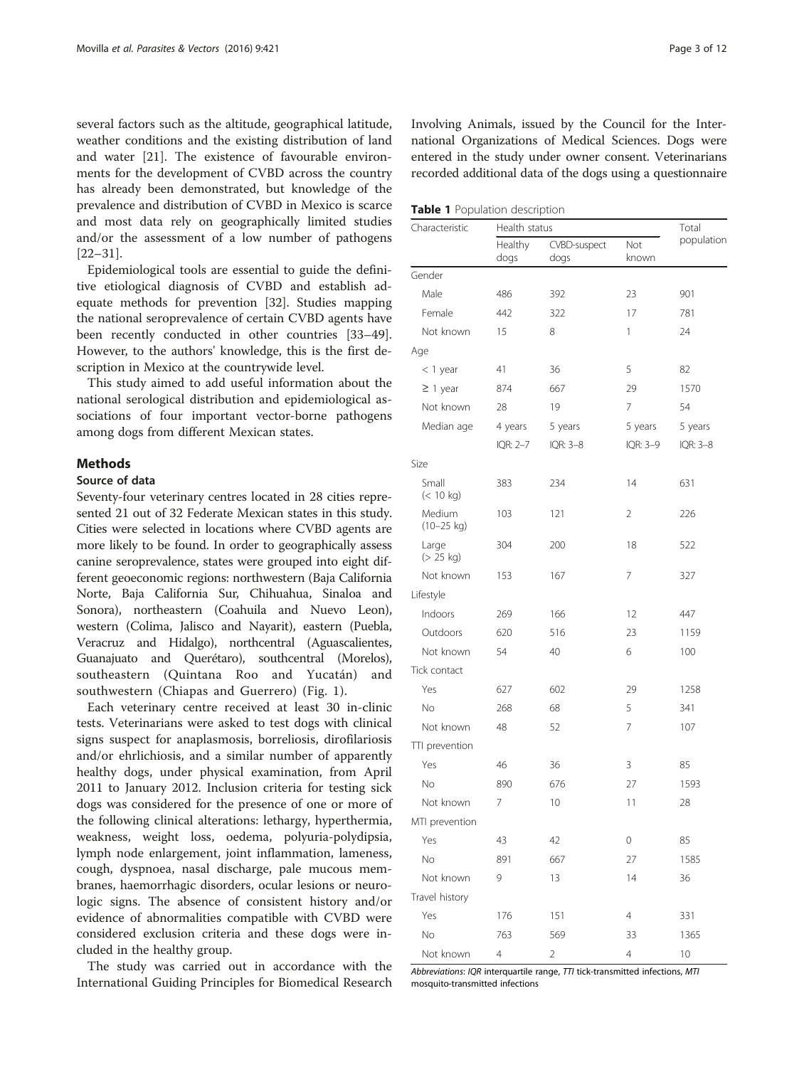several factors such as the altitude, geographical latitude, weather conditions and the existing distribution of land and water [21]. The existence of favourable environments for the development of CVBD across the country has already been demonstrated, but knowledge of the prevalence and distribution of CVBD in Mexico is scarce and most data rely on geographically limited studies and/or the assessment of a low number of pathogens [22–31].

Epidemiological tools are essential to guide the definitive etiological diagnosis of CVBD and establish adequate methods for prevention [32]. Studies mapping the national seroprevalence of certain CVBD agents have been recently conducted in other countries [33–49]. However, to the authors' knowledge, this is the first description in Mexico at the countrywide level.

This study aimed to add useful information about the national serological distribution and epidemiological associations of four important vector-borne pathogens among dogs from different Mexican states.

## Methods

### Source of data

Seventy-four veterinary centres located in 28 cities represented 21 out of 32 Federate Mexican states in this study. Cities were selected in locations where CVBD agents are more likely to be found. In order to geographically assess canine seroprevalence, states were grouped into eight different geoeconomic regions: northwestern (Baja California Norte, Baja California Sur, Chihuahua, Sinaloa and Sonora), northeastern (Coahuila and Nuevo Leon), western (Colima, Jalisco and Nayarit), eastern (Puebla, Veracruz and Hidalgo), northcentral (Aguascalientes, Guanajuato and Querétaro), southcentral (Morelos), southeastern (Quintana Roo and Yucatán) and southwestern (Chiapas and Guerrero) (Fig. 1).

Each veterinary centre received at least 30 in-clinic tests. Veterinarians were asked to test dogs with clinical signs suspect for anaplasmosis, borreliosis, dirofilariosis and/or ehrlichiosis, and a similar number of apparently healthy dogs, under physical examination, from April 2011 to January 2012. Inclusion criteria for testing sick dogs was considered for the presence of one or more of the following clinical alterations: lethargy, hyperthermia, weakness, weight loss, oedema, polyuria-polydipsia, lymph node enlargement, joint inflammation, lameness, cough, dyspnoea, nasal discharge, pale mucous membranes, haemorrhagic disorders, ocular lesions or neurologic signs. The absence of consistent history and/or evidence of abnormalities compatible with CVBD were considered exclusion criteria and these dogs were included in the healthy group.

The study was carried out in accordance with the International Guiding Principles for Biomedical Research Involving Animals, issued by the Council for the International Organizations of Medical Sciences. Dogs were entered in the study under owner consent. Veterinarians recorded additional data of the dogs using a questionnaire

**Table 1** Population description

| Characteristic | Health status | | | Total population |
|---|---|---|---|---|
| | Healthy dogs | CVBD-suspect dogs | Not known | |
| Gender | | | | |
| Male | 486 | 392 | 23 | 901 |
| Female | 442 | 322 | 17 | 781 |
| Not known | 15 | 8 | 1 | 24 |
| Age | | | | |
| < 1 year | 41 | 36 | 5 | 82 |
| ≥ 1 year | 874 | 667 | 29 | 1570 |
| Not known | 28 | 19 | 7 | 54 |
| Median age | 4 years | 5 years | 5 years | 5 years |
| | IQR: 2–7 | IQR: 3–8 | IQR: 3–9 | IQR: 3–8 |
| Size | | | | |
| Small (< 10 kg) | 383 | 234 | 14 | 631 |
| Medium (10–25 kg) | 103 | 121 | 2 | 226 |
| Large (> 25 kg) | 304 | 200 | 18 | 522 |
| Not known | 153 | 167 | 7 | 327 |
| Lifestyle | | | | |
| Indoors | 269 | 166 | 12 | 447 |
| Outdoors | 620 | 516 | 23 | 1159 |
| Not known | 54 | 40 | 6 | 100 |
| Tick contact | | | | |
| Yes | 627 | 602 | 29 | 1258 |
| No | 268 | 68 | 5 | 341 |
| Not known | 48 | 52 | 7 | 107 |
| TTI prevention | | | | |
| Yes | 46 | 36 | 3 | 85 |
| No | 890 | 676 | 27 | 1593 |
| Not known | 7 | 10 | 11 | 28 |
| MTI prevention | | | | |
| Yes | 43 | 42 | 0 | 85 |
| No | 891 | 667 | 27 | 1585 |
| Not known | 9 | 13 | 14 | 36 |
| Travel history | | | | |
| Yes | 176 | 151 | 4 | 331 |
| No | 763 | 569 | 33 | 1365 |
| Not known | 4 | 2 | 4 | 10 |

*Abbreviations*: *IQR* interquartile range, *TTI* tick-transmitted infections, *MTI* mosquito-transmitted infections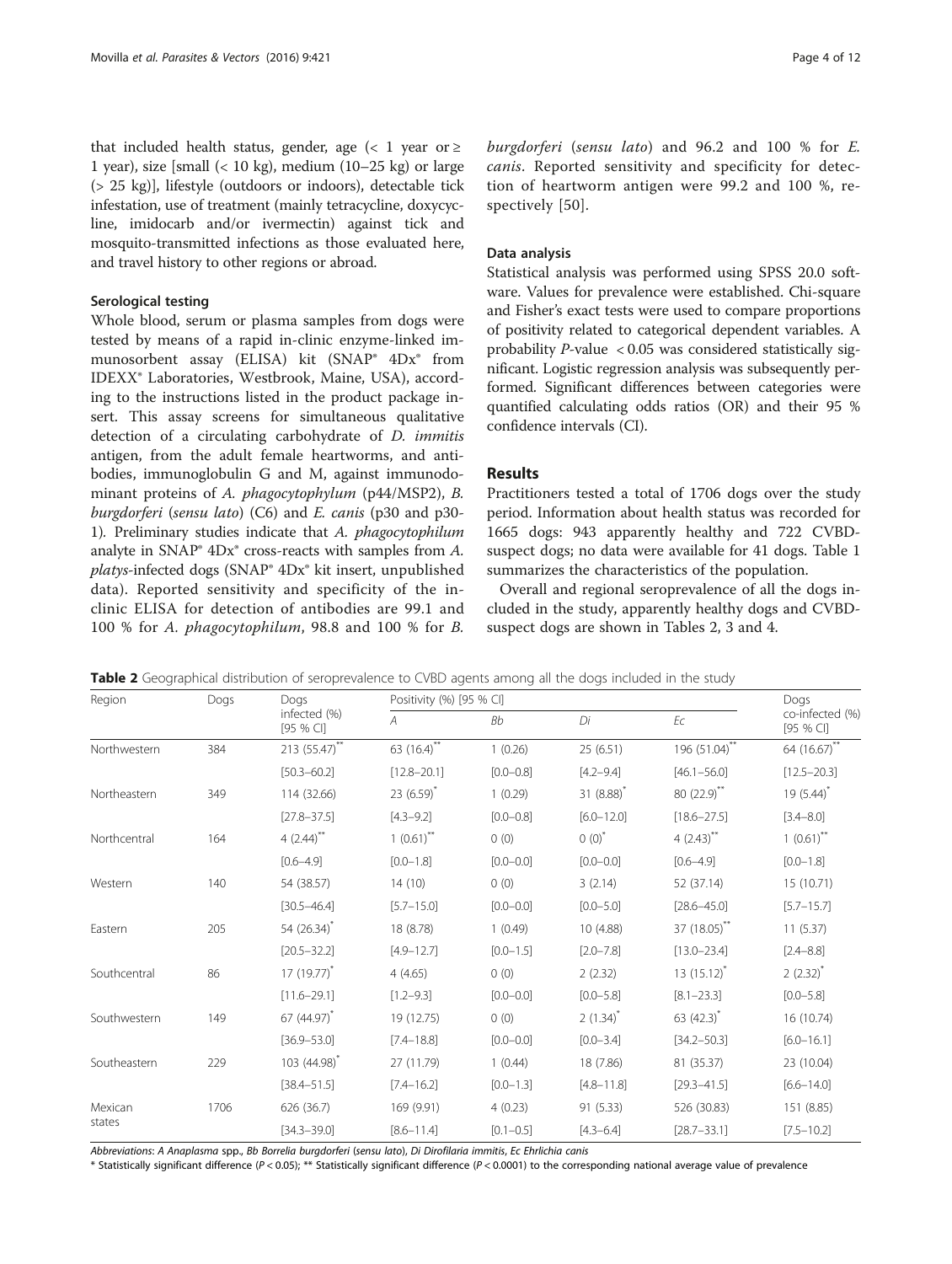that included health status, gender, age (< 1 year or ≥ 1 year), size [small (< 10 kg), medium (10–25 kg) or large (> 25 kg)], lifestyle (outdoors or indoors), detectable tick infestation, use of treatment (mainly tetracycline, doxycycline, imidocarb and/or ivermectin) against tick and mosquito-transmitted infections as those evaluated here, and travel history to other regions or abroad.

### Serological testing

Whole blood, serum or plasma samples from dogs were tested by means of a rapid in-clinic enzyme-linked immunosorbent assay (ELISA) kit (SNAP® 4Dx® from IDEXX® Laboratories, Westbrook, Maine, USA), according to the instructions listed in the product package insert. This assay screens for simultaneous qualitative detection of a circulating carbohydrate of *D. immitis* antigen, from the adult female heartworms, and antibodies, immunoglobulin G and M, against immunodominant proteins of *A. phagocytophylum* (p44/MSP2), *B. burgdorferi* (*sensu lato*) (C6) and *E. canis* (p30 and p30-1). Preliminary studies indicate that *A. phagocytophilum* analyte in SNAP® 4Dx® cross-reacts with samples from *A. platys*-infected dogs (SNAP® 4Dx® kit insert, unpublished data). Reported sensitivity and specificity of the in-clinic ELISA for detection of antibodies are 99.1 and 100 % for *A. phagocytophilum*, 98.8 and 100 % for *B. burgdorferi* (*sensu lato*) and 96.2 and 100 % for *E. canis*. Reported sensitivity and specificity for detection of heartworm antigen were 99.2 and 100 %, respectively [50].

### Data analysis

Statistical analysis was performed using SPSS 20.0 software. Values for prevalence were established. Chi-square and Fisher's exact tests were used to compare proportions of positivity related to categorical dependent variables. A probability $P$-value $< 0.05$ was considered statistically significant. Logistic regression analysis was subsequently performed. Significant differences between categories were quantified calculating odds ratios (OR) and their 95 % confidence intervals (CI).

## Results

Practitioners tested a total of 1706 dogs over the study period. Information about health status was recorded for 1665 dogs: 943 apparently healthy and 722 CVBD-suspect dogs; no data were available for 41 dogs. Table 1 summarizes the characteristics of the population.

Overall and regional seroprevalence of all the dogs included in the study, apparently healthy dogs and CVBD-suspect dogs are shown in Tables 2, 3 and 4.

**Table 2** Geographical distribution of seroprevalence to CVBD agents among all the dogs included in the study

| Region | Dogs | Dogs infected (%) [95 % CI] | Positivity (%) [95 % CI] | | | | Dogs co-infected (%) [95 % CI] |
|---|---|---|---|---|---|---|---|
| | | | *A* | *Bb* | *Di* | *Ec* | |
| Northwestern | 384 | 213 (55.47)** | 63 (16.4)** | 1 (0.26) | 25 (6.51) | 196 (51.04)** | 64 (16.67)** |
| | | [50.3–60.2] | [12.8–20.1] | [0.0–0.8] | [4.2–9.4] | [46.1–56.0] | [12.5–20.3] |
| Northeastern | 349 | 114 (32.66) | 23 (6.59)* | 1 (0.29) | 31 (8.88)* | 80 (22.9)** | 19 (5.44)* |
| | | [27.8–37.5] | [4.3–9.2] | [0.0–0.8] | [6.0–12.0] | [18.6–27.5] | [3.4–8.0] |
| Northcentral | 164 | 4 (2.44)** | 1 (0.61)** | 0 (0) | 0 (0)* | 4 (2.43)** | 1 (0.61)** |
| | | [0.6–4.9] | [0.0–1.8] | [0.0–0.0] | [0.0–0.0] | [0.6–4.9] | [0.0–1.8] |
| Western | 140 | 54 (38.57) | 14 (10) | 0 (0) | 3 (2.14) | 52 (37.14) | 15 (10.71) |
| | | [30.5–46.4] | [5.7–15.0] | [0.0–0.0] | [0.0–5.0] | [28.6–45.0] | [5.7–15.7] |
| Eastern | 205 | 54 (26.34)* | 18 (8.78) | 1 (0.49) | 10 (4.88) | 37 (18.05)** | 11 (5.37) |
| | | [20.5–32.2] | [4.9–12.7] | [0.0–1.5] | [2.0–7.8] | [13.0–23.4] | [2.4–8.8] |
| Southcentral | 86 | 17 (19.77)* | 4 (4.65) | 0 (0) | 2 (2.32) | 13 (15.12)* | 2 (2.32)* |
| | | [11.6–29.1] | [1.2–9.3] | [0.0–0.0] | [0.0–5.8] | [8.1–23.3] | [0.0–5.8] |
| Southwestern | 149 | 67 (44.97)* | 19 (12.75) | 0 (0) | 2 (1.34)* | 63 (42.3)* | 16 (10.74) |
| | | [36.9–53.0] | [7.4–18.8] | [0.0–0.0] | [0.0–3.4] | [34.2–50.3] | [6.0–16.1] |
| Southeastern | 229 | 103 (44.98)* | 27 (11.79) | 1 (0.44) | 18 (7.86) | 81 (35.37) | 23 (10.04) |
| | | [38.4–51.5] | [7.4–16.2] | [0.0–1.3] | [4.8–11.8] | [29.3–41.5] | [6.6–14.0] |
| Mexican states | 1706 | 626 (36.7) | 169 (9.91) | 4 (0.23) | 91 (5.33) | 526 (30.83) | 151 (8.85) |
| | | [34.3–39.0] | [8.6–11.4] | [0.1–0.5] | [4.3–6.4] | [28.7–33.1] | [7.5–10.2] |

*Abbreviations*: *A Anaplasma* spp., *Bb Borrelia burgdorferi* (*sensu lato*), *Di Dirofilaria immitis*, *Ec Ehrlichia canis*

\* Statistically significant difference ($P < 0.05$); ** Statistically significant difference ($P < 0.0001$) to the corresponding national average value of prevalence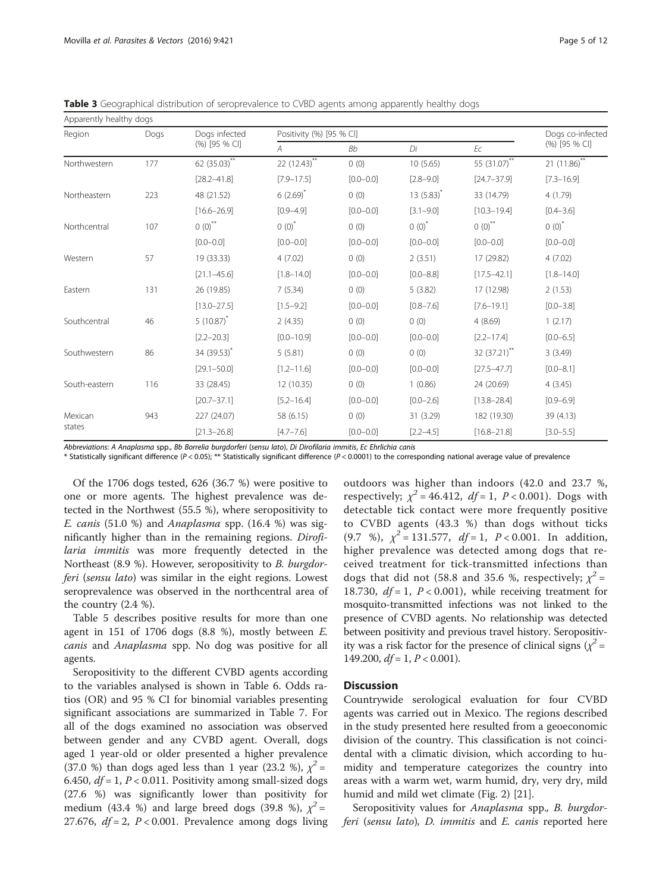**Table 3** Geographical distribution of seroprevalence to CVBD agents among apparently healthy dogs

| Apparently healthy dogs | | | | | | | |
|---|---|---|---|---|---|---|---|
| Region | Dogs | Dogs infected (%) [95 % CI] | Positivity (%) [95 % CI] | | | | Dogs co-infected (%) [95 % CI] |
| | | | *A* | *Bb* | *Di* | *Ec* | |
| Northwestern | 177 | 62 (35.03)** | 22 (12.43)** | 0 (0) | 10 (5.65) | 55 (31.07)** | 21 (11.86)** |
| | | [28.2–41.8] | [7.9–17.5] | [0.0–0.0] | [2.8–9.0] | [24.7–37.9] | [7.3–16.9] |
| Northeastern | 223 | 48 (21.52) | 6 (2.69)* | 0 (0) | 13 (5.83)* | 33 (14.79) | 4 (1.79) |
| | | [16.6–26.9] | [0.9–4.9] | [0.0–0.0] | [3.1–9.0] | [10.3–19.4] | [0.4–3.6] |
| Northcentral | 107 | 0 (0)** | 0 (0)* | 0 (0) | 0 (0)* | 0 (0)** | 0 (0)* |
| | | [0.0–0.0] | [0.0–0.0] | [0.0–0.0] | [0.0–0.0] | [0.0–0.0] | [0.0–0.0] |
| Western | 57 | 19 (33.33) | 4 (7.02) | 0 (0) | 2 (3.51) | 17 (29.82) | 4 (7.02) |
| | | [21.1–45.6] | [1.8–14.0] | [0.0–0.0] | [0.0–8.8] | [17.5–42.1] | [1.8–14.0] |
| Eastern | 131 | 26 (19.85) | 7 (5.34) | 0 (0) | 5 (3.82) | 17 (12.98) | 2 (1.53) |
| | | [13.0–27.5] | [1.5–9.2] | [0.0–0.0] | [0.8–7.6] | [7.6–19.1] | [0.0–3.8] |
| Southcentral | 46 | 5 (10.87)* | 2 (4.35) | 0 (0) | 0 (0) | 4 (8.69) | 1 (2.17) |
| | | [2.2–20.3] | [0.0–10.9] | [0.0–0.0] | [0.0–0.0] | [2.2–17.4] | [0.0–6.5] |
| Southwestern | 86 | 34 (39.53)* | 5 (5.81) | 0 (0) | 0 (0) | 32 (37.21)** | 3 (3.49) |
| | | [29.1–50.0] | [1.2–11.6] | [0.0–0.0] | [0.0–0.0] | [27.5–47.7] | [0.0–8.1] |
| South-eastern | 116 | 33 (28.45) | 12 (10.35) | 0 (0) | 1 (0.86) | 24 (20.69) | 4 (3.45) |
| | | [20.7–37.1] | [5.2–16.4] | [0.0–0.0] | [0.0–2.6] | [13.8–28.4] | [0.9–6.9] |
| Mexican states | 943 | 227 (24.07) | 58 (6.15) | 0 (0) | 31 (3.29) | 182 (19.30) | 39 (4.13) |
| | | [21.3–26.8] | [4.7–7.6] | [0.0–0.0] | [2.2–4.5] | [16.8–21.8] | [3.0–5.5] |

*Abbreviations*: *A Anaplasma* spp., *Bb Borrelia burgdorferi* (*sensu lato*), *Di Dirofilaria immitis*, *Ec Ehrlichia canis*

* Statistically significant difference ($P < 0.05$); ** Statistically significant difference ($P < 0.0001$) to the corresponding national average value of prevalence

Of the 1706 dogs tested, 626 (36.7 %) were positive to one or more agents. The highest prevalence was detected in the Northwest (55.5 %), where seropositivity to *E. canis* (51.0 %) and *Anaplasma* spp. (16.4 %) was significantly higher than in the remaining regions. *Dirofilaria immitis* was more frequently detected in the Northeast (8.9 %). However, seropositivity to *B. burgdorferi* (*sensu lato*) was similar in the eight regions. Lowest seroprevalence was observed in the northcentral area of the country (2.4 %).

Table 5 describes positive results for more than one agent in 151 of 1706 dogs (8.8 %), mostly between *E. canis* and *Anaplasma* spp. No dog was positive for all agents.

Seropositivity to the different CVBD agents according to the variables analysed is shown in Table 6. Odds ratios (OR) and 95 % CI for binomial variables presenting significant associations are summarized in Table 7. For all of the dogs examined no association was observed between gender and any CVBD agent. Overall, dogs aged 1 year-old or older presented a higher prevalence (37.0 %) than dogs aged less than 1 year (23.2 %), $\chi^2 = 6.450$, $df = 1$, $P < 0.011$. Positivity among small-sized dogs (27.6 %) was significantly lower than positivity for medium (43.4 %) and large breed dogs (39.8 %), $\chi^2 = 27.676$, $df = 2$, $P < 0.001$. Prevalence among dogs living outdoors was higher than indoors (42.0 and 23.7 %, respectively; $\chi^2 = 46.412$, $df = 1$, $P < 0.001$). Dogs with detectable tick contact were more frequently positive to CVBD agents (43.3 %) than dogs without ticks (9.7 %), $\chi^2 = 131.577$, $df = 1$, $P < 0.001$. In addition, higher prevalence was detected among dogs that received treatment for tick-transmitted infections than dogs that did not (58.8 and 35.6 %, respectively; $\chi^2 = 18.730$, $df = 1$, $P < 0.001$), while receiving treatment for mosquito-transmitted infections was not linked to the presence of CVBD agents. No relationship was detected between positivity and previous travel history. Seropositivity was a risk factor for the presence of clinical signs ($\chi^2 = 149.200$, $df = 1$, $P < 0.001$).

## Discussion

Countrywide serological evaluation for four CVBD agents was carried out in Mexico. The regions described in the study presented here resulted from a geoeconomic division of the country. This classification is not coincidental with a climatic division, which according to humidity and temperature categorizes the country into areas with a warm wet, warm humid, dry, very dry, mild humid and mild wet climate (Fig. 2) [21].

Seropositivity values for *Anaplasma* spp., *B. burgdorferi* (*sensu lato*), *D. immitis* and *E. canis* reported here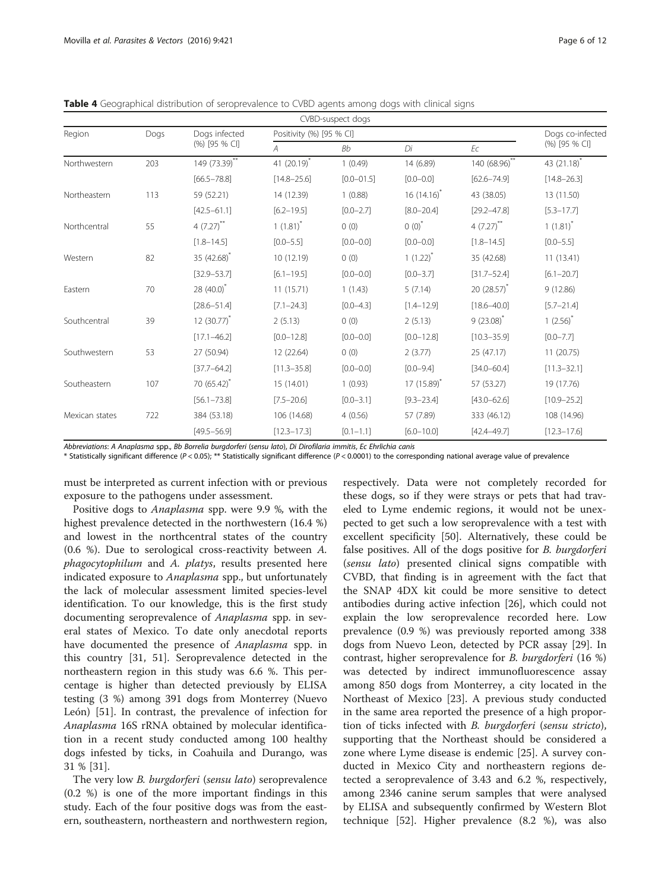**Table 4** Geographical distribution of seroprevalence to CVBD agents among dogs with clinical signs

| | | CVBD-suspect dogs | | | | | |
|---|---|---|---|---|---|---|---|
| Region | Dogs | Dogs infected (%) [95 % CI] | Positivity (%) [95 % CI] | | | | Dogs co-infected (%) [95 % CI] |
| | | | *A* | *Bb* | *Di* | *Ec* | |
| Northwestern | 203 | 149 (73.39)** | 41 (20.19)* | 1 (0.49) | 14 (6.89) | 140 (68.96)** | 43 (21.18)* |
| | | [66.5–78.8] | [14.8–25.6] | [0.0–01.5] | [0.0–0.0] | [62.6–74.9] | [14.8–26.3] |
| Northeastern | 113 | 59 (52.21) | 14 (12.39) | 1 (0.88) | 16 (14.16)* | 43 (38.05) | 13 (11.50) |
| | | [42.5–61.1] | [6.2–19.5] | [0.0–2.7] | [8.0–20.4] | [29.2–47.8] | [5.3–17.7] |
| Northcentral | 55 | 4 (7.27)** | 1 (1.81)* | 0 (0) | 0 (0)* | 4 (7.27)** | 1 (1.81)* |
| | | [1.8–14.5] | [0.0–5.5] | [0.0–0.0] | [0.0–0.0] | [1.8–14.5] | [0.0–5.5] |
| Western | 82 | 35 (42.68)* | 10 (12.19) | 0 (0) | 1 (1.22)* | 35 (42.68) | 11 (13.41) |
| | | [32.9–53.7] | [6.1–19.5] | [0.0–0.0] | [0.0–3.7] | [31.7–52.4] | [6.1–20.7] |
| Eastern | 70 | 28 (40.0)* | 11 (15.71) | 1 (1.43) | 5 (7.14) | 20 (28.57)* | 9 (12.86) |
| | | [28.6–51.4] | [7.1–24.3] | [0.0–4.3] | [1.4–12.9] | [18.6–40.0] | [5.7–21.4] |
| Southcentral | 39 | 12 (30.77)* | 2 (5.13) | 0 (0) | 2 (5.13) | 9 (23.08)* | 1 (2.56)* |
| | | [17.1–46.2] | [0.0–12.8] | [0.0–0.0] | [0.0–12.8] | [10.3–35.9] | [0.0–7.7] |
| Southwestern | 53 | 27 (50.94) | 12 (22.64) | 0 (0) | 2 (3.77) | 25 (47.17) | 11 (20.75) |
| | | [37.7–64.2] | [11.3–35.8] | [0.0–0.0] | [0.0–9.4] | [34.0–60.4] | [11.3–32.1] |
| Southeastern | 107 | 70 (65.42)* | 15 (14.01) | 1 (0.93) | 17 (15.89)* | 57 (53.27) | 19 (17.76) |
| | | [56.1–73.8] | [7.5–20.6] | [0.0–3.1] | [9.3–23.4] | [43.0–62.6] | [10.9–25.2] |
| Mexican states | 722 | 384 (53.18) | 106 (14.68) | 4 (0.56) | 57 (7.89) | 333 (46.12) | 108 (14.96) |
| | | [49.5–56.9] | [12.3–17.3] | [0.1–1.1] | [6.0–10.0] | [42.4–49.7] | [12.3–17.6] |

*Abbreviations*: *A Anaplasma* spp., *Bb Borrelia burgdorferi* (*sensu lato*), *Di Dirofilaria immitis*, *Ec Ehrlichia canis*

\* Statistically significant difference ($P < 0.05$); ** Statistically significant difference ($P < 0.0001$) to the corresponding national average value of prevalence

must be interpreted as current infection with or previous exposure to the pathogens under assessment.

Positive dogs to *Anaplasma* spp. were 9.9 %, with the highest prevalence detected in the northwestern (16.4 %) and lowest in the northcentral states of the country (0.6 %). Due to serological cross-reactivity between *A. phagocytophilum* and *A. platys*, results presented here indicated exposure to *Anaplasma* spp., but unfortunately the lack of molecular assessment limited species-level identification. To our knowledge, this is the first study documenting seroprevalence of *Anaplasma* spp. in several states of Mexico. To date only anecdotal reports have documented the presence of *Anaplasma* spp. in this country [31, 51]. Seroprevalence detected in the northeastern region in this study was 6.6 %. This percentage is higher than detected previously by ELISA testing (3 %) among 391 dogs from Monterrey (Nuevo León) [51]. In contrast, the prevalence of infection for *Anaplasma* 16S rRNA obtained by molecular identification in a recent study conducted among 100 healthy dogs infested by ticks, in Coahuila and Durango, was 31 % [31].

The very low *B. burgdorferi* (*sensu lato*) seroprevalence (0.2 %) is one of the more important findings in this study. Each of the four positive dogs was from the eastern, southeastern, northeastern and northwestern region, respectively. Data were not completely recorded for these dogs, so if they were strays or pets that had traveled to Lyme endemic regions, it would not be unexpected to get such a low seroprevalence with a test with excellent specificity [50]. Alternatively, these could be false positives. All of the dogs positive for *B. burgdorferi* (*sensu lato*) presented clinical signs compatible with CVBD, that finding is in agreement with the fact that the SNAP 4DX kit could be more sensitive to detect antibodies during active infection [26], which could not explain the low seroprevalence recorded here. Low prevalence (0.9 %) was previously reported among 338 dogs from Nuevo Leon, detected by PCR assay [29]. In contrast, higher seroprevalence for *B. burgdorferi* (16 %) was detected by indirect immunofluorescence assay among 850 dogs from Monterrey, a city located in the Northeast of Mexico [23]. A previous study conducted in the same area reported the presence of a high proportion of ticks infected with *B. burgdorferi* (*sensu stricto*), supporting that the Northeast should be considered a zone where Lyme disease is endemic [25]. A survey conducted in Mexico City and northeastern regions detected a seroprevalence of 3.43 and 6.2 %, respectively, among 2346 canine serum samples that were analysed by ELISA and subsequently confirmed by Western Blot technique [52]. Higher prevalence (8.2 %), was also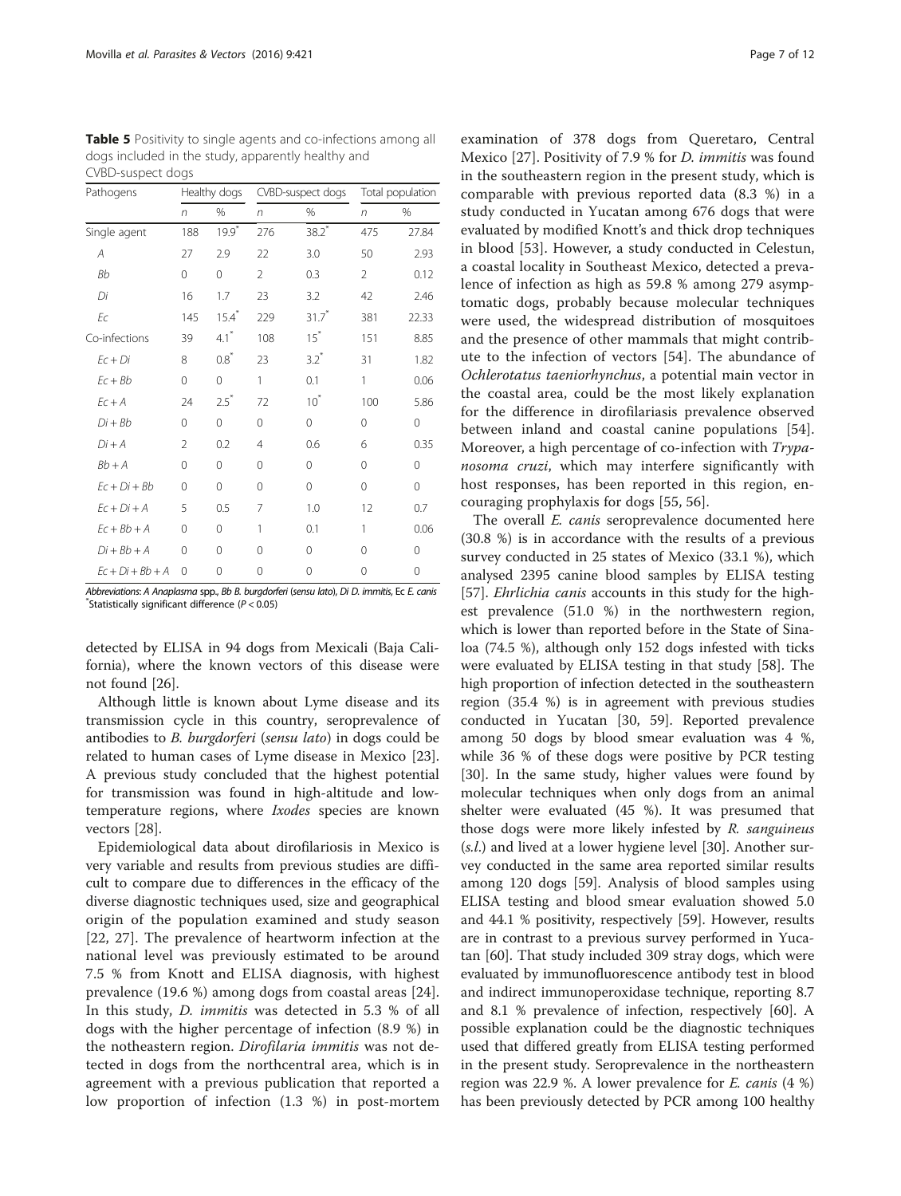**Table 5** Positivity to single agents and co-infections among all dogs included in the study, apparently healthy and CVBD-suspect dogs

| Pathogens | Healthy dogs | | CVBD-suspect dogs | | Total population | |
|---|---|---|---|---|---|---|
| | *n* | % | *n* | % | *n* | % |
| Single agent | 188 | 19.9* | 276 | 38.2* | 475 | 27.84 |
| *A* | 27 | 2.9 | 22 | 3.0 | 50 | 2.93 |
| *Bb* | 0 | 0 | 2 | 0.3 | 2 | 0.12 |
| *Di* | 16 | 1.7 | 23 | 3.2 | 42 | 2.46 |
| *Ec* | 145 | 15.4* | 229 | 31.7* | 381 | 22.33 |
| Co-infections | 39 | 4.1* | 108 | 15* | 151 | 8.85 |
| *Ec + Di* | 8 | 0.8* | 23 | 3.2* | 31 | 1.82 |
| *Ec + Bb* | 0 | 0 | 1 | 0.1 | 1 | 0.06 |
| *Ec + A* | 24 | 2.5* | 72 | 10* | 100 | 5.86 |
| *Di + Bb* | 0 | 0 | 0 | 0 | 0 | 0 |
| *Di + A* | 2 | 0.2 | 4 | 0.6 | 6 | 0.35 |
| *Bb + A* | 0 | 0 | 0 | 0 | 0 | 0 |
| *Ec + Di + Bb* | 0 | 0 | 0 | 0 | 0 | 0 |
| *Ec + Di + A* | 5 | 0.5 | 7 | 1.0 | 12 | 0.7 |
| *Ec + Bb + A* | 0 | 0 | 1 | 0.1 | 1 | 0.06 |
| *Di + Bb + A* | 0 | 0 | 0 | 0 | 0 | 0 |
| *Ec + Di + Bb + A* | 0 | 0 | 0 | 0 | 0 | 0 |

*Abbreviations*: *A Anaplasma* spp., *Bb B. burgdorferi* (*sensu lato*), *Di D. immitis*, Ec *E. canis*
*Statistically significant difference ($P < 0.05$)

detected by ELISA in 94 dogs from Mexicali (Baja California), where the known vectors of this disease were not found [26].

Although little is known about Lyme disease and its transmission cycle in this country, seroprevalence of antibodies to *B. burgdorferi* (*sensu lato*) in dogs could be related to human cases of Lyme disease in Mexico [23]. A previous study concluded that the highest potential for transmission was found in high-altitude and low-temperature regions, where *Ixodes* species are known vectors [28].

Epidemiological data about dirofilariosis in Mexico is very variable and results from previous studies are difficult to compare due to differences in the efficacy of the diverse diagnostic techniques used, size and geographical origin of the population examined and study season [22, 27]. The prevalence of heartworm infection at the national level was previously estimated to be around 7.5 % from Knott and ELISA diagnosis, with highest prevalence (19.6 %) among dogs from coastal areas [24]. In this study, *D. immitis* was detected in 5.3 % of all dogs with the higher percentage of infection (8.9 %) in the notheastern region. *Dirofilaria immitis* was not detected in dogs from the northcentral area, which is in agreement with a previous publication that reported a low proportion of infection (1.3 %) in post-mortem examination of 378 dogs from Queretaro, Central Mexico [27]. Positivity of 7.9 % for *D. immitis* was found in the southeastern region in the present study, which is comparable with previous reported data (8.3 %) in a study conducted in Yucatan among 676 dogs that were evaluated by modified Knott's and thick drop techniques in blood [53]. However, a study conducted in Celestun, a coastal locality in Southeast Mexico, detected a prevalence of infection as high as 59.8 % among 279 asymptomatic dogs, probably because molecular techniques were used, the widespread distribution of mosquitoes and the presence of other mammals that might contribute to the infection of vectors [54]. The abundance of *Ochlerotatus taeniorhynchus*, a potential main vector in the coastal area, could be the most likely explanation for the difference in dirofilariasis prevalence observed between inland and coastal canine populations [54]. Moreover, a high percentage of co-infection with *Trypanosoma cruzi*, which may interfere significantly with host responses, has been reported in this region, encouraging prophylaxis for dogs [55, 56].

The overall *E. canis* seroprevalence documented here (30.8 %) is in accordance with the results of a previous survey conducted in 25 states of Mexico (33.1 %), which analysed 2395 canine blood samples by ELISA testing [57]. *Ehrlichia canis* accounts in this study for the highest prevalence (51.0 %) in the northwestern region, which is lower than reported before in the State of Sinaloa (74.5 %), although only 152 dogs infested with ticks were evaluated by ELISA testing in that study [58]. The high proportion of infection detected in the southeastern region (35.4 %) is in agreement with previous studies conducted in Yucatan [30, 59]. Reported prevalence among 50 dogs by blood smear evaluation was 4 %, while 36 % of these dogs were positive by PCR testing [30]. In the same study, higher values were found by molecular techniques when only dogs from an animal shelter were evaluated (45 %). It was presumed that those dogs were more likely infested by *R. sanguineus* (*s.l.*) and lived at a lower hygiene level [30]. Another survey conducted in the same area reported similar results among 120 dogs [59]. Analysis of blood samples using ELISA testing and blood smear evaluation showed 5.0 and 44.1 % positivity, respectively [59]. However, results are in contrast to a previous survey performed in Yucatan [60]. That study included 309 stray dogs, which were evaluated by immunofluorescence antibody test in blood and indirect immunoperoxidase technique, reporting 8.7 and 8.1 % prevalence of infection, respectively [60]. A possible explanation could be the diagnostic techniques used that differed greatly from ELISA testing performed in the present study. Seroprevalence in the northeastern region was 22.9 %. A lower prevalence for *E. canis* (4 %) has been previously detected by PCR among 100 healthy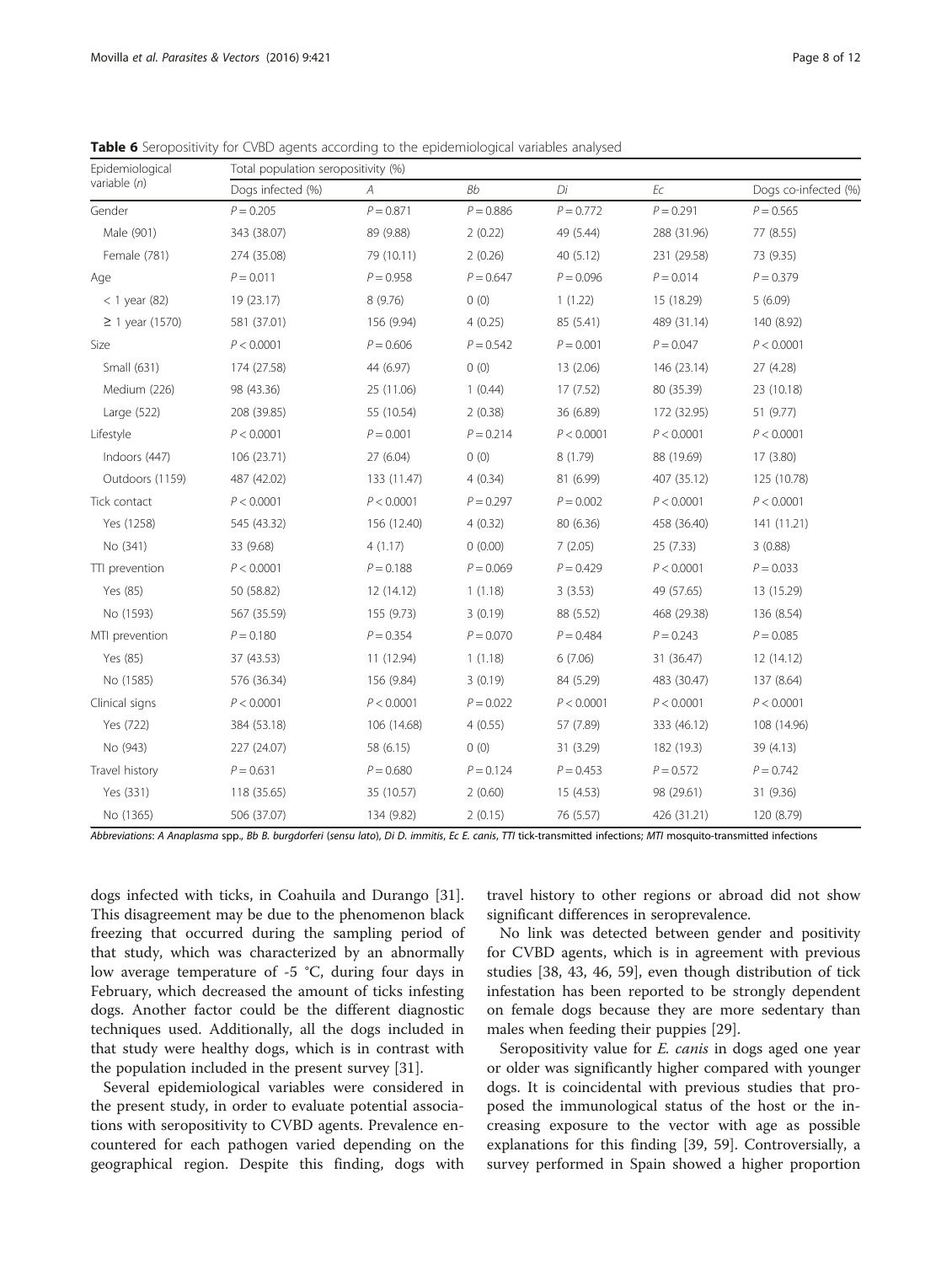**Table 6** Seropositivity for CVBD agents according to the epidemiological variables analysed

| Epidemiological variable (n) | Total population seropositivity (%) | | | | | |
|---|---|---|---|---|---|---|
| | Dogs infected (%) | *A* | *Bb* | *Di* | *Ec* | Dogs co-infected (%) |
| Gender | $P = 0.205$ | $P = 0.871$ | $P = 0.886$ | $P = 0.772$ | $P = 0.291$ | $P = 0.565$ |
| Male (901) | 343 (38.07) | 89 (9.88) | 2 (0.22) | 49 (5.44) | 288 (31.96) | 77 (8.55) |
| Female (781) | 274 (35.08) | 79 (10.11) | 2 (0.26) | 40 (5.12) | 231 (29.58) | 73 (9.35) |
| Age | $P = 0.011$ | $P = 0.958$ | $P = 0.647$ | $P = 0.096$ | $P = 0.014$ | $P = 0.379$ |
| < 1 year (82) | 19 (23.17) | 8 (9.76) | 0 (0) | 1 (1.22) | 15 (18.29) | 5 (6.09) |
| ≥ 1 year (1570) | 581 (37.01) | 156 (9.94) | 4 (0.25) | 85 (5.41) | 489 (31.14) | 140 (8.92) |
| Size | $P < 0.0001$ | $P = 0.606$ | $P = 0.542$ | $P = 0.001$ | $P = 0.047$ | $P < 0.0001$ |
| Small (631) | 174 (27.58) | 44 (6.97) | 0 (0) | 13 (2.06) | 146 (23.14) | 27 (4.28) |
| Medium (226) | 98 (43.36) | 25 (11.06) | 1 (0.44) | 17 (7.52) | 80 (35.39) | 23 (10.18) |
| Large (522) | 208 (39.85) | 55 (10.54) | 2 (0.38) | 36 (6.89) | 172 (32.95) | 51 (9.77) |
| Lifestyle | $P < 0.0001$ | $P = 0.001$ | $P = 0.214$ | $P < 0.0001$ | $P < 0.0001$ | $P < 0.0001$ |
| Indoors (447) | 106 (23.71) | 27 (6.04) | 0 (0) | 8 (1.79) | 88 (19.69) | 17 (3.80) |
| Outdoors (1159) | 487 (42.02) | 133 (11.47) | 4 (0.34) | 81 (6.99) | 407 (35.12) | 125 (10.78) |
| Tick contact | $P < 0.0001$ | $P < 0.0001$ | $P = 0.297$ | $P = 0.002$ | $P < 0.0001$ | $P < 0.0001$ |
| Yes (1258) | 545 (43.32) | 156 (12.40) | 4 (0.32) | 80 (6.36) | 458 (36.40) | 141 (11.21) |
| No (341) | 33 (9.68) | 4 (1.17) | 0 (0.00) | 7 (2.05) | 25 (7.33) | 3 (0.88) |
| TTI prevention | $P < 0.0001$ | $P = 0.188$ | $P = 0.069$ | $P = 0.429$ | $P < 0.0001$ | $P = 0.033$ |
| Yes (85) | 50 (58.82) | 12 (14.12) | 1 (1.18) | 3 (3.53) | 49 (57.65) | 13 (15.29) |
| No (1593) | 567 (35.59) | 155 (9.73) | 3 (0.19) | 88 (5.52) | 468 (29.38) | 136 (8.54) |
| MTI prevention | $P = 0.180$ | $P = 0.354$ | $P = 0.070$ | $P = 0.484$ | $P = 0.243$ | $P = 0.085$ |
| Yes (85) | 37 (43.53) | 11 (12.94) | 1 (1.18) | 6 (7.06) | 31 (36.47) | 12 (14.12) |
| No (1585) | 576 (36.34) | 156 (9.84) | 3 (0.19) | 84 (5.29) | 483 (30.47) | 137 (8.64) |
| Clinical signs | $P < 0.0001$ | $P < 0.0001$ | $P = 0.022$ | $P < 0.0001$ | $P < 0.0001$ | $P < 0.0001$ |
| Yes (722) | 384 (53.18) | 106 (14.68) | 4 (0.55) | 57 (7.89) | 333 (46.12) | 108 (14.96) |
| No (943) | 227 (24.07) | 58 (6.15) | 0 (0) | 31 (3.29) | 182 (19.3) | 39 (4.13) |
| Travel history | $P = 0.631$ | $P = 0.680$ | $P = 0.124$ | $P = 0.453$ | $P = 0.572$ | $P = 0.742$ |
| Yes (331) | 118 (35.65) | 35 (10.57) | 2 (0.60) | 15 (4.53) | 98 (29.61) | 31 (9.36) |
| No (1365) | 506 (37.07) | 134 (9.82) | 2 (0.15) | 76 (5.57) | 426 (31.21) | 120 (8.79) |

*Abbreviations*: *A Anaplasma* spp., *Bb B. burgdorferi* (*sensu lato*), *Di D. immitis*, *Ec E. canis*, *TTI* tick-transmitted infections; *MTI* mosquito-transmitted infections

dogs infected with ticks, in Coahuila and Durango [31]. This disagreement may be due to the phenomenon black freezing that occurred during the sampling period of that study, which was characterized by an abnormally low average temperature of -5 °C, during four days in February, which decreased the amount of ticks infesting dogs. Another factor could be the different diagnostic techniques used. Additionally, all the dogs included in that study were healthy dogs, which is in contrast with the population included in the present survey [31].

Several epidemiological variables were considered in the present study, in order to evaluate potential associations with seropositivity to CVBD agents. Prevalence encountered for each pathogen varied depending on the geographical region. Despite this finding, dogs with travel history to other regions or abroad did not show significant differences in seroprevalence.

No link was detected between gender and positivity for CVBD agents, which is in agreement with previous studies [38, 43, 46, 59], even though distribution of tick infestation has been reported to be strongly dependent on female dogs because they are more sedentary than males when feeding their puppies [29].

Seropositivity value for *E. canis* in dogs aged one year or older was significantly higher compared with younger dogs. It is coincidental with previous studies that proposed the immunological status of the host or the increasing exposure to the vector with age as possible explanations for this finding [39, 59]. Controversially, a survey performed in Spain showed a higher proportion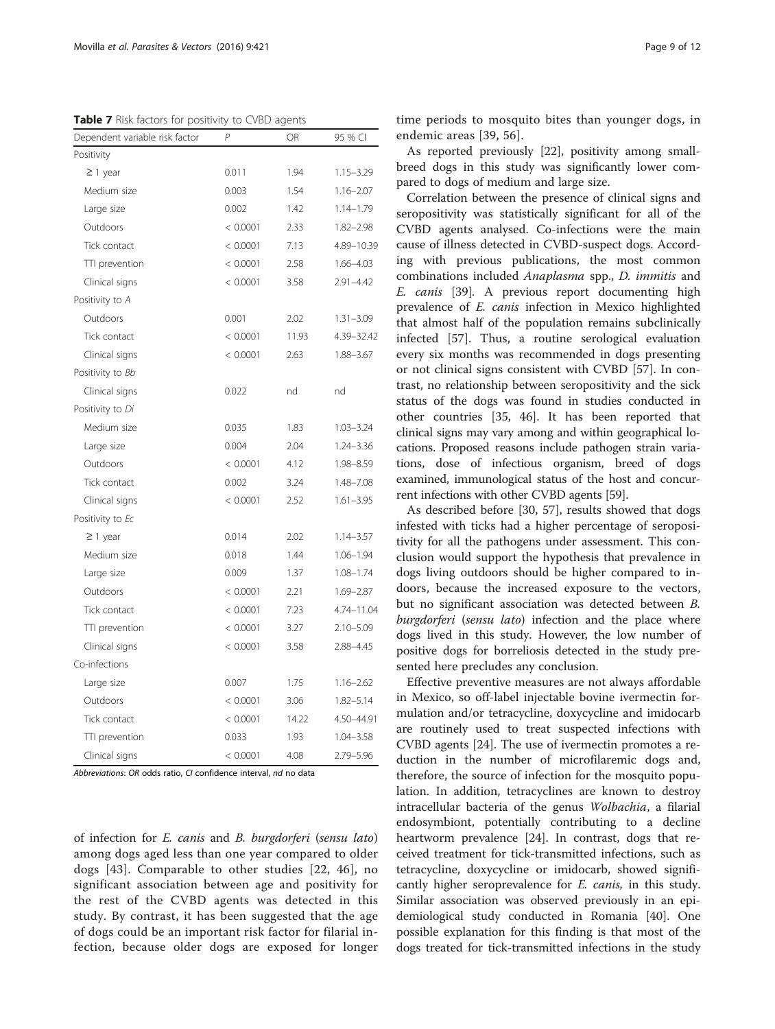**Table 7** Risk factors for positivity to CVBD agents

| Dependent variable risk factor | *P* | OR | 95 % CI |
|---|---|---|---|
| Positivity | | | |
| ≥ 1 year | 0.011 | 1.94 | 1.15–3.29 |
| Medium size | 0.003 | 1.54 | 1.16–2.07 |
| Large size | 0.002 | 1.42 | 1.14–1.79 |
| Outdoors | < 0.0001 | 2.33 | 1.82–2.98 |
| Tick contact | < 0.0001 | 7.13 | 4.89–10.39 |
| TTI prevention | < 0.0001 | 2.58 | 1.66–4.03 |
| Clinical signs | < 0.0001 | 3.58 | 2.91–4.42 |
| Positivity to *A* | | | |
| Outdoors | 0.001 | 2.02 | 1.31–3.09 |
| Tick contact | < 0.0001 | 11.93 | 4.39–32.42 |
| Clinical signs | < 0.0001 | 2.63 | 1.88–3.67 |
| Positivity to *Bb* | | | |
| Clinical signs | 0.022 | nd | nd |
| Positivity to *Di* | | | |
| Medium size | 0.035 | 1.83 | 1.03–3.24 |
| Large size | 0.004 | 2.04 | 1.24–3.36 |
| Outdoors | < 0.0001 | 4.12 | 1.98–8.59 |
| Tick contact | 0.002 | 3.24 | 1.48–7.08 |
| Clinical signs | < 0.0001 | 2.52 | 1.61–3.95 |
| Positivity to *Ec* | | | |
| ≥ 1 year | 0.014 | 2.02 | 1.14–3.57 |
| Medium size | 0.018 | 1.44 | 1.06–1.94 |
| Large size | 0.009 | 1.37 | 1.08–1.74 |
| Outdoors | < 0.0001 | 2.21 | 1.69–2.87 |
| Tick contact | < 0.0001 | 7.23 | 4.74–11.04 |
| TTI prevention | < 0.0001 | 3.27 | 2.10–5.09 |
| Clinical signs | < 0.0001 | 3.58 | 2.88–4.45 |
| Co-infections | | | |
| Large size | 0.007 | 1.75 | 1.16–2.62 |
| Outdoors | < 0.0001 | 3.06 | 1.82–5.14 |
| Tick contact | < 0.0001 | 14.22 | 4.50–44.91 |
| TTI prevention | 0.033 | 1.93 | 1.04–3.58 |
| Clinical signs | < 0.0001 | 4.08 | 2.79–5.96 |

*Abbreviations*: *OR* odds ratio, *CI* confidence interval, *nd* no data

of infection for *E. canis* and *B. burgdorferi* (*sensu lato*) among dogs aged less than one year compared to older dogs [43]. Comparable to other studies [22, 46], no significant association between age and positivity for the rest of the CVBD agents was detected in this study. By contrast, it has been suggested that the age of dogs could be an important risk factor for filarial infection, because older dogs are exposed for longer time periods to mosquito bites than younger dogs, in endemic areas [39, 56].

As reported previously [22], positivity among small-breed dogs in this study was significantly lower compared to dogs of medium and large size.

Correlation between the presence of clinical signs and seropositivity was statistically significant for all of the CVBD agents analysed. Co-infections were the main cause of illness detected in CVBD-suspect dogs. According with previous publications, the most common combinations included *Anaplasma* spp., *D. immitis* and *E. canis* [39]. A previous report documenting high prevalence of *E. canis* infection in Mexico highlighted that almost half of the population remains subclinically infected [57]. Thus, a routine serological evaluation every six months was recommended in dogs presenting or not clinical signs consistent with CVBD [57]. In contrast, no relationship between seropositivity and the sick status of the dogs was found in studies conducted in other countries [35, 46]. It has been reported that clinical signs may vary among and within geographical locations. Proposed reasons include pathogen strain variations, dose of infectious organism, breed of dogs examined, immunological status of the host and concurrent infections with other CVBD agents [59].

As described before [30, 57], results showed that dogs infested with ticks had a higher percentage of seropositivity for all the pathogens under assessment. This conclusion would support the hypothesis that prevalence in dogs living outdoors should be higher compared to indoors, because the increased exposure to the vectors, but no significant association was detected between *B. burgdorferi* (*sensu lato*) infection and the place where dogs lived in this study. However, the low number of positive dogs for borreliosis detected in the study presented here precludes any conclusion.

Effective preventive measures are not always affordable in Mexico, so off-label injectable bovine ivermectin formulation and/or tetracycline, doxycycline and imidocarb are routinely used to treat suspected infections with CVBD agents [24]. The use of ivermectin promotes a reduction in the number of microfilaremic dogs and, therefore, the source of infection for the mosquito population. In addition, tetracyclines are known to destroy intracellular bacteria of the genus *Wolbachia*, a filarial endosymbiont, potentially contributing to a decline heartworm prevalence [24]. In contrast, dogs that received treatment for tick-transmitted infections, such as tetracycline, doxycycline or imidocarb, showed significantly higher seroprevalence for *E. canis*, in this study. Similar association was observed previously in an epidemiological study conducted in Romania [40]. One possible explanation for this finding is that most of the dogs treated for tick-transmitted infections in the study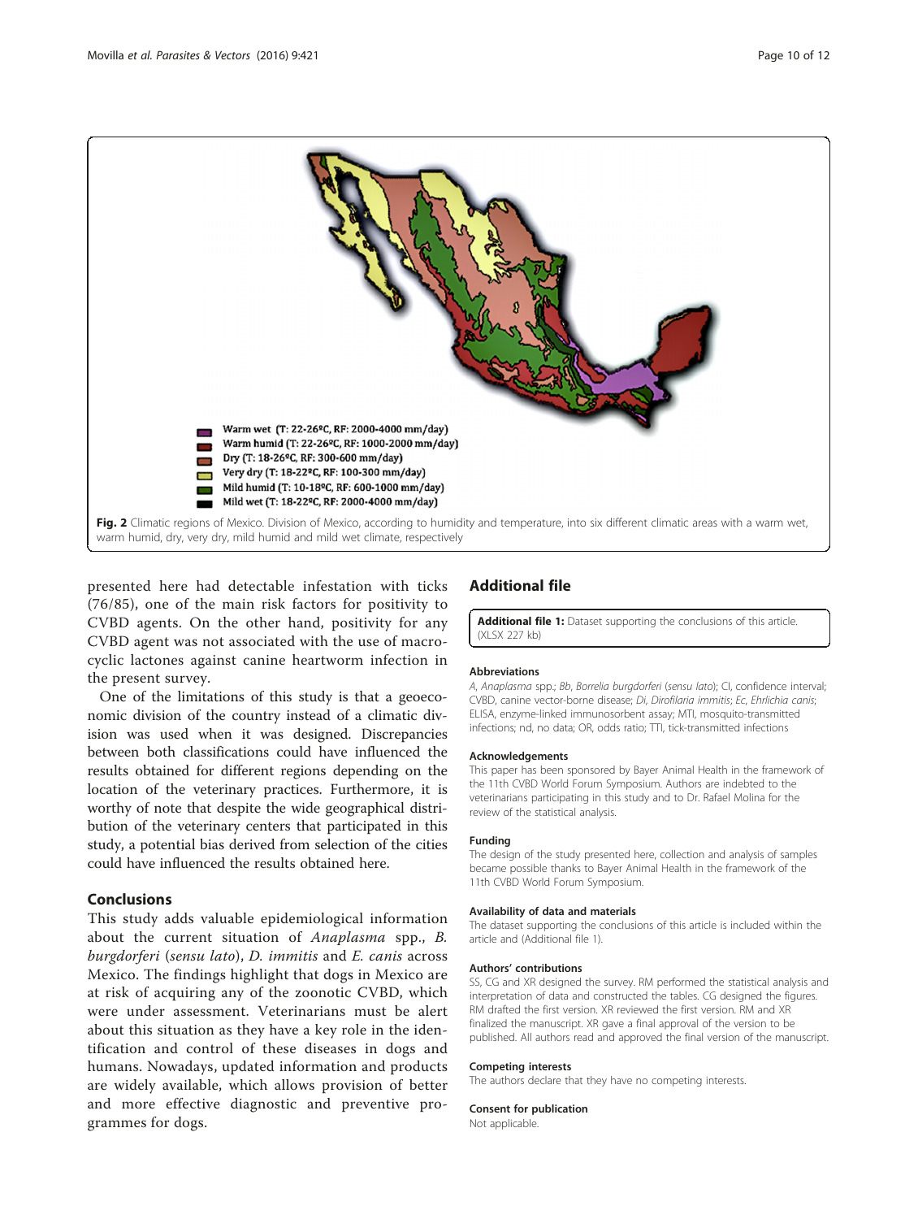Warm wet (T: 22-26ºC, RF: 2000-4000 mm/day)
Warm humid (T: 22-26ºC, RF: 1000-2000 mm/day)
Dry (T: 18-26ºC, RF: 300-600 mm/day)
Very dry (T: 18-22ºC, RF: 100-300 mm/day)
Mild humid (T: 10-18ºC, RF: 600-1000 mm/day)
Mild wet (T: 18-22ºC, RF: 2000-4000 mm/day)

**Fig. 2** Climatic regions of Mexico. Division of Mexico, according to humidity and temperature, into six different climatic areas with a warm wet, warm humid, dry, very dry, mild humid and mild wet climate, respectively

presented here had detectable infestation with ticks (76/85), one of the main risk factors for positivity to CVBD agents. On the other hand, positivity for any CVBD agent was not associated with the use of macrocyclic lactones against canine heartworm infection in the present survey.

One of the limitations of this study is that a geoeconomic division of the country instead of a climatic division was used when it was designed. Discrepancies between both classifications could have influenced the results obtained for different regions depending on the location of the veterinary practices. Furthermore, it is worthy of note that despite the wide geographical distribution of the veterinary centers that participated in this study, a potential bias derived from selection of the cities could have influenced the results obtained here.

## Conclusions

This study adds valuable epidemiological information about the current situation of *Anaplasma* spp., *B. burgdorferi* (*sensu lato*), *D. immitis* and *E. canis* across Mexico. The findings highlight that dogs in Mexico are at risk of acquiring any of the zoonotic CVBD, which were under assessment. Veterinarians must be alert about this situation as they have a key role in the identification and control of these diseases in dogs and humans. Nowadays, updated information and products are widely available, which allows provision of better and more effective diagnostic and preventive programmes for dogs.

## Additional file

**Additional file 1:** Dataset supporting the conclusions of this article. (XLSX 227 kb)

### Abbreviations

*A*, *Anaplasma* spp.; *Bb*, *Borrelia burgdorferi* (*sensu lato*); CI, confidence interval; CVBD, canine vector-borne disease; *Di*, *Dirofilaria immitis*; *Ec*, *Ehrlichia canis*; ELISA, enzyme-linked immunosorbent assay; MTI, mosquito-transmitted infections; nd, no data; OR, odds ratio; TTI, tick-transmitted infections

### Acknowledgements

This paper has been sponsored by Bayer Animal Health in the framework of the 11th CVBD World Forum Symposium. Authors are indebted to the veterinarians participating in this study and to Dr. Rafael Molina for the review of the statistical analysis.

### Funding

The design of the study presented here, collection and analysis of samples became possible thanks to Bayer Animal Health in the framework of the 11th CVBD World Forum Symposium.

### Availability of data and materials

The dataset supporting the conclusions of this article is included within the article and (Additional file 1).

### Authors' contributions

SS, CG and XR designed the survey. RM performed the statistical analysis and interpretation of data and constructed the tables. CG designed the figures. RM drafted the first version. XR reviewed the first version. RM and XR finalized the manuscript. XR gave a final approval of the version to be published. All authors read and approved the final version of the manuscript.

### Competing interests

The authors declare that they have no competing interests.

### Consent for publication

Not applicable.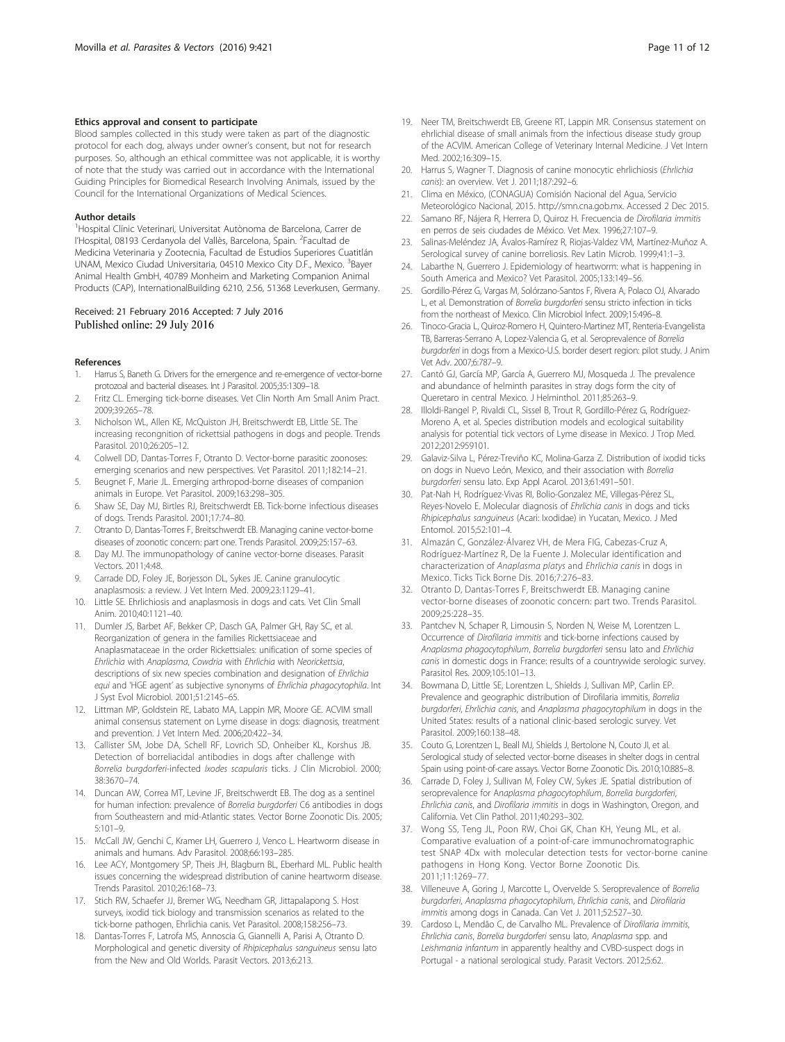#### Ethics approval and consent to participate

Blood samples collected in this study were taken as part of the diagnostic protocol for each dog, always under owner's consent, but not for research purposes. So, although an ethical committee was not applicable, it is worthy of note that the study was carried out in accordance with the International Guiding Principles for Biomedical Research Involving Animals, issued by the Council for the International Organizations of Medical Sciences.

#### Author details

[1]Hospital Clínic Veterinari, Universitat Autònoma de Barcelona, Carrer de l'Hospital, 08193 Cerdanyola del Vallès, Barcelona, Spain. [2]Facultad de Medicina Veterinaria y Zootecnia, Facultad de Estudios Superiores Cuatitlán UNAM, Mexico Ciudad Universitaria, 04510 Mexico City D.F., Mexico. [3]Bayer Animal Health GmbH, 40789 Monheim and Marketing Companion Animal Products (CAP), InternationalBuilding 6210, 2.56, 51368 Leverkusen, Germany.

Received: 21 February 2016 Accepted: 7 July 2016
Published online: 29 July 2016

#### References

1. Harrus S, Baneth G. Drivers for the emergence and re-emergence of vector-borne protozoal and bacterial diseases. Int J Parasitol. 2005;35:1309–18.
2. Fritz CL. Emerging tick-borne diseases. Vet Clin North Am Small Anim Pract. 2009;39:265–78.
3. Nicholson WL, Allen KE, McQuiston JH, Breitschwerdt EB, Little SE. The increasing recongnition of rickettsial pathogens in dogs and people. Trends Parasitol. 2010;26:205–12.
4. Colwell DD, Dantas-Torres F, Otranto D. Vector-borne parasitic zoonoses: emerging scenarios and new perspectives. Vet Parasitol. 2011;182:14–21.
5. Beugnet F, Marie JL. Emerging arthropod-borne diseases of companion animals in Europe. Vet Parasitol. 2009;163:298–305.
6. Shaw SE, Day MJ, Birtles RJ, Breitschwerdt EB. Tick-borne infectious diseases of dogs. Trends Parasitol. 2001;17:74–80.
7. Otranto D, Dantas-Torres F, Breitschwerdt EB. Managing canine vector-borne diseases of zoonotic concern: part one. Trends Parasitol. 2009;25:157–63.
8. Day MJ. The immunopathology of canine vector-borne diseases. Parasit Vectors. 2011;4:48.
9. Carrade DD, Foley JE, Borjesson DL, Sykes JE. Canine granulocytic anaplasmosis: a review. J Vet Intern Med. 2009;23:1129–41.
10. Little SE. Ehrlichiosis and anaplasmosis in dogs and cats. Vet Clin Small Anim. 2010;40:1121–40.
11. Dumler JS, Barbet AF, Bekker CP, Dasch GA, Palmer GH, Ray SC, et al. Reorganization of genera in the families Rickettsiaceae and Anaplasmataceae in the order Rickettsiales: unification of some species of *Ehrlichia* with *Anaplasma*, *Cowdria* with *Ehrlichia* with *Neorickettsia*, descriptions of six new species combination and designation of *Ehrlichia equi* and 'HGE agent' as subjective synonyms of *Ehrlichia phagocytophila*. Int J Syst Evol Microbiol. 2001;51:2145–65.
12. Littman MP, Goldstein RE, Labato MA, Lappin MR, Moore GE. ACVIM small animal consensus statement on Lyme disease in dogs: diagnosis, treatment and prevention. J Vet Intern Med. 2006;20:422–34.
13. Callister SM, Jobe DA, Schell RF, Lovrich SD, Onheiber KL, Korshus JB. Detection of borreliacidal antibodies in dogs after challenge with *Borrelia burgdorferi*-infected *Ixodes scapularis* ticks. J Clin Microbiol. 2000; 38:3670–74.
14. Duncan AW, Correa MT, Levine JF, Breitschwerdt EB. The dog as a sentinel for human infection: prevalence of *Borrelia burgdorferi* C6 antibodies in dogs from Southeastern and mid-Atlantic states. Vector Borne Zoonotic Dis. 2005; 5:101–9.
15. McCall JW, Genchi C, Kramer LH, Guerrero J, Venco L. Heartworm disease in animals and humans. Adv Parasitol. 2008;66:193–285.
16. Lee ACY, Montgomery SP, Theis JH, Blagburn BL, Eberhard ML. Public health issues concerning the widespread distribution of canine heartworm disease. Trends Parasitol. 2010;26:168–73.
17. Stich RW, Schaefer JJ, Bremer WG, Needham GR, Jittapalapong S. Host surveys, ixodid tick biology and transmission scenarios as related to the tick-borne pathogen, Ehrlichia canis. Vet Parasitol. 2008;158:256–73.
18. Dantas-Torres F, Latrofa MS, Annoscia G, Giannelli A, Parisi A, Otranto D. Morphological and genetic diversity of *Rhipicephalus sanguineus* sensu lato from the New and Old Worlds. Parasit Vectors. 2013;6:213.
19. Neer TM, Breitschwerdt EB, Greene RT, Lappin MR. Consensus statement on ehrlichial disease of small animals from the infectious disease study group of the ACVIM. American College of Veterinary Internal Medicine. J Vet Intern Med. 2002;16:309–15.
20. Harrus S, Wagner T. Diagnosis of canine monocytic ehrlichiosis (*Ehrlichia canis*): an overview. Vet J. 2011;187:292–6.
21. Clima en México, (CONAGUA) Comisión Nacional del Agua, Servicio Meteorológico Nacional, 2015. http://smn.cna.gob.mx. Accessed 2 Dec 2015.
22. Samano RF, Nájera R, Herrera D, Quiroz H. Frecuencia de *Dirofilaria immitis* en perros de seis ciudades de México. Vet Mex. 1996;27:107–9.
23. Salinas-Meléndez JA, Ávalos-Ramírez R, Riojas-Valdez VM, Martínez-Muñoz A. Serological survey of canine borreliosis. Rev Latin Microb. 1999;41:1–3.
24. Labarthe N, Guerrero J. Epidemiology of heartworm: what is happening in South America and Mexico? Vet Parasitol. 2005;133:149–56.
25. Gordillo-Pérez G, Vargas M, Solórzano-Santos F, Rivera A, Polaco OJ, Alvarado L, et al. Demonstration of *Borrelia burgdorferi* sensu stricto infection in ticks from the northeast of Mexico. Clin Microbiol Infect. 2009;15:496–8.
26. Tinoco-Gracia L, Quiroz-Romero H, Quintero-Martinez MT, Renteria-Evangelista TB, Barreras-Serrano A, Lopez-Valencia G, et al. Seroprevalence of *Borrelia burgdorferi* in dogs from a Mexico-U.S. border desert region: pilot study. J Anim Vet Adv. 2007;6:787–9.
27. Cantó GJ, García MP, García A, Guerrero MJ, Mosqueda J. The prevalence and abundance of helminth parasites in stray dogs form the city of Queretaro in central Mexico. J Helminthol. 2011;85:263–9.
28. Illoldi-Rangel P, Rivaldi CL, Sissel B, Trout R, Gordillo-Pérez G, Rodríguez-Moreno A, et al. Species distribution models and ecological suitability analysis for potential tick vectors of Lyme disease in Mexico. J Trop Med. 2012;2012:959101.
29. Galaviz-Silva L, Pérez-Treviño KC, Molina-Garza Z. Distribution of ixodid ticks on dogs in Nuevo León, Mexico, and their association with *Borrelia burgdorferi* sensu lato. Exp Appl Acarol. 2013;61:491–501.
30. Pat-Nah H, Rodríguez-Vivas RI, Bolio-Gonzalez ME, Villegas-Pérez SL, Reyes-Novelo E. Molecular diagnosis of *Ehrlichia canis* in dogs and ticks *Rhipicephalus sanguineus* (Acari: Ixodidae) in Yucatan, Mexico. J Med Entomol. 2015;52:101–4.
31. Almazán C, González-Álvarez VH, de Mera FIG, Cabezas-Cruz A, Rodríguez-Martínez R, De la Fuente J. Molecular identification and characterization of *Anaplasma platys* and *Ehrlichia canis* in dogs in Mexico. Ticks Tick Borne Dis. 2016;7:276–83.
32. Otranto D, Dantas-Torres F, Breitschwerdt EB. Managing canine vector-borne diseases of zoonotic concern: part two. Trends Parasitol. 2009;25:228–35.
33. Pantchev N, Schaper R, Limousin S, Norden N, Weise M, Lorentzen L. Occurrence of *Dirofilaria immitis* and tick-borne infections caused by *Anaplasma phagocytophilum*, *Borrelia burgdorferi* sensu lato and *Ehrlichia canis* in domestic dogs in France: results of a countrywide serologic survey. Parasitol Res. 2009;105:101–13.
34. Bowmana D, Little SE, Lorentzen L, Shields J, Sullivan MP, Carlin EP. Prevalence and geographic distribution of Dirofilaria immitis, *Borrelia burgdorferi*, *Ehrlichia canis*, and *Anaplasma phagocytophilum* in dogs in the United States: results of a national clinic-based serologic survey. Vet Parasitol. 2009;160:138–48.
35. Couto G, Lorentzen L, Beall MJ, Shields J, Bertolone N, Couto JI, et al. Serological study of selected vector-borne diseases in shelter dogs in central Spain using point-of-care assays. Vector Borne Zoonotic Dis. 2010;10:885–8.
36. Carrade D, Foley J, Sullivan M, Foley CW, Sykes JE. Spatial distribution of seroprevalence for *Anaplasma phagocytophilum*, *Borrelia burgdorferi*, *Ehrlichia canis*, and *Dirofilaria immitis* in dogs in Washington, Oregon, and California. Vet Clin Pathol. 2011;40:293–302.
37. Wong SS, Teng JL, Poon RW, Choi GK, Chan KH, Yeung ML, et al. Comparative evaluation of a point-of-care immunochromatographic test SNAP 4Dx with molecular detection tests for vector-borne canine pathogens in Hong Kong. Vector Borne Zoonotic Dis. 2011;11:1269–77.
38. Villeneuve A, Goring J, Marcotte L, Overvelde S. Seroprevalence of *Borrelia burgdorferi*, *Anaplasma phagocytophilum*, *Ehrlichia canis*, and *Dirofilaria immitis* among dogs in Canada. Can Vet J. 2011;52:527–30.
39. Cardoso L, Mendão C, de Carvalho ML. Prevalence of *Dirofilaria immitis*, *Ehrlichia canis*, *Borrelia burgdorferi* sensu lato, *Anaplasma* spp. and *Leishmania infantum* in apparently healthy and CVBD-suspect dogs in Portugal - a national serological study. Parasit Vectors. 2012;5:62.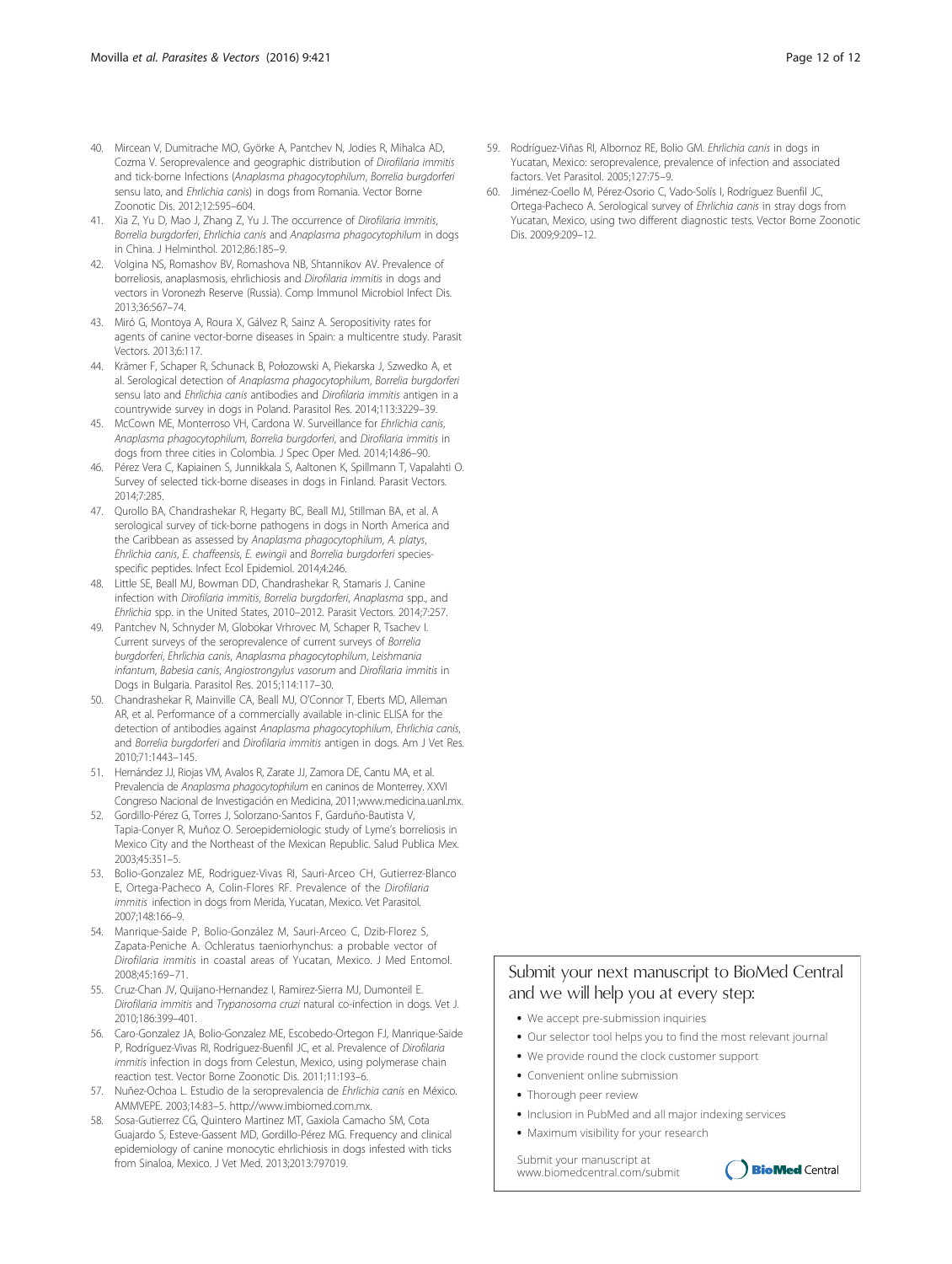40. Mircean V, Dumitrache MO, Györke A, Pantchev N, Jodies R, Mihalca AD, Cozma V. Seroprevalence and geographic distribution of *Dirofilaria immitis* and tick-borne Infections (*Anaplasma phagocytophilum*, *Borrelia burgdorferi* sensu lato, and *Ehrlichia canis*) in dogs from Romania. Vector Borne Zoonotic Dis. 2012;12:595–604.
41. Xia Z, Yu D, Mao J, Zhang Z, Yu J. The occurrence of *Dirofilaria immitis*, *Borrelia burgdorferi*, *Ehrlichia canis* and *Anaplasma phagocytophilum* in dogs in China. J Helminthol. 2012;86:185–9.
42. Volgina NS, Romashov BV, Romashova NB, Shtannikov AV. Prevalence of borreliosis, anaplasmosis, ehrlichiosis and *Dirofilaria immitis* in dogs and vectors in Voronezh Reserve (Russia). Comp Immunol Microbiol Infect Dis. 2013;36:567–74.
43. Miró G, Montoya A, Roura X, Gálvez R, Sainz A. Seropositivity rates for agents of canine vector-borne diseases in Spain: a multicentre study. Parasit Vectors. 2013;6:117.
44. Krämer F, Schaper R, Schunack B, Połozowski A, Piekarska J, Szwedko A, et al. Serological detection of *Anaplasma phagocytophilum*, *Borrelia burgdorferi* sensu lato and *Ehrlichia canis* antibodies and *Dirofilaria immitis* antigen in a countrywide survey in dogs in Poland. Parasitol Res. 2014;113:3229–39.
45. McCown ME, Monterroso VH, Cardona W. Surveillance for *Ehrlichia canis*, *Anaplasma phagocytophilum*, *Borrelia burgdorferi*, and *Dirofilaria immitis* in dogs from three cities in Colombia. J Spec Oper Med. 2014;14:86–90.
46. Pérez Vera C, Kapiainen S, Junnikkala S, Aaltonen K, Spillmann T, Vapalahti O. Survey of selected tick-borne diseases in dogs in Finland. Parasit Vectors. 2014;7:285.
47. Qurollo BA, Chandrashekar R, Hegarty BC, Beall MJ, Stillman BA, et al. A serological survey of tick-borne pathogens in dogs in North America and the Caribbean as assessed by *Anaplasma phagocytophilum*, *A. platys*, *Ehrlichia canis*, *E. chaffeensis*, *E. ewingii* and *Borrelia burgdorferi* species-specific peptides. Infect Ecol Epidemiol. 2014;4:246.
48. Little SE, Beall MJ, Bowman DD, Chandrashekar R, Stamaris J. Canine infection with *Dirofilaria immitis*, *Borrelia burgdorferi*, *Anaplasma* spp., and *Ehrlichia* spp. in the United States, 2010–2012. Parasit Vectors. 2014;7:257.
49. Pantchev N, Schnyder M, Globokar Vrhrovec M, Schaper R, Tsachev I. Current surveys of the seroprevalence of current surveys of *Borrelia burgdorferi*, *Ehrlichia canis*, *Anaplasma phagocytophilum*, *Leishmania infantum*, *Babesia canis*, *Angiostrongylus vasorum* and *Dirofilaria immitis* in Dogs in Bulgaria. Parasitol Res. 2015;114:117–30.
50. Chandrashekar R, Mainville CA, Beall MJ, O'Connor T, Eberts MD, Alleman AR, et al. Performance of a commercially available in-clinic ELISA for the detection of antibodies against *Anaplasma phagocytophilum*, *Ehrlichia canis*, and *Borrelia burgdorferi* and *Dirofilaria immitis* antigen in dogs. Am J Vet Res. 2010;71:1443–145.
51. Hernández JJ, Riojas VM, Avalos R, Zarate JJ, Zamora DE, Cantu MA, et al. Prevalencia de *Anaplasma phagocytophilum* en caninos de Monterrey. XXVI Congreso Nacional de Investigación en Medicina, 2011;www.medicina.uanl.mx.
52. Gordillo-Pérez G, Torres J, Solorzano-Santos F, Garduño-Bautista V, Tapia-Conyer R, Muñoz O. Seroepidemiologic study of Lyme's borreliosis in Mexico City and the Northeast of the Mexican Republic. Salud Publica Mex. 2003;45:351–5.
53. Bolio-Gonzalez ME, Rodriguez-Vivas RI, Sauri-Arceo CH, Gutierrez-Blanco E, Ortega-Pacheco A, Colin-Flores RF. Prevalence of the *Dirofilaria immitis* infection in dogs from Merida, Yucatan, Mexico. Vet Parasitol. 2007;148:166–9.
54. Manrique-Saide P, Bolio-González M, Sauri-Arceo C, Dzib-Florez S, Zapata-Peniche A. Ochleratus taeniorhynchus: a probable vector of *Dirofilaria immitis* in coastal areas of Yucatan, Mexico. J Med Entomol. 2008;45:169–71.
55. Cruz-Chan JV, Quijano-Hernandez I, Ramirez-Sierra MJ, Dumonteil E. *Dirofilaria immitis* and *Trypanosoma cruzi* natural co-infection in dogs. Vet J. 2010;186:399–401.
56. Caro-Gonzalez JA, Bolio-Gonzalez ME, Escobedo-Ortegon FJ, Manrique-Saide P, Rodríguez-Vivas RI, Rodríguez-Buenfil JC, et al. Prevalence of *Dirofilaria immitis* infection in dogs from Celestun, Mexico, using polymerase chain reaction test. Vector Borne Zoonotic Dis. 2011;11:193–6.
57. Nuñez-Ochoa L. Estudio de la seroprevalencia de *Ehrlichia canis* en México. AMMVEPE. 2003;14:83–5. http://www.imbiomed.com.mx.
58. Sosa-Gutierrez CG, Quintero Martinez MT, Gaxiola Camacho SM, Cota Guajardo S, Esteve-Gassent MD, Gordillo-Pérez MG. Frequency and clinical epidemiology of canine monocytic ehrlichiosis in dogs infested with ticks from Sinaloa, Mexico. J Vet Med. 2013;2013:797019.
59. Rodríguez-Viñas RI, Albornoz RE, Bolio GM. *Ehrlichia canis* in dogs in Yucatan, Mexico: seroprevalence, prevalence of infection and associated factors. Vet Parasitol. 2005;127:75–9.
60. Jiménez-Coello M, Pérez-Osorio C, Vado-Solís I, Rodríguez Buenfil JC, Ortega-Pacheco A. Serological survey of *Ehrlichia canis* in stray dogs from Yucatan, Mexico, using two different diagnostic tests. Vector Borne Zoonotic Dis. 2009;9:209–12.

Submit your next manuscript to BioMed Central and we will help you at every step:

- We accept pre-submission inquiries
- Our selector tool helps you to find the most relevant journal
- We provide round the clock customer support
- Convenient online submission
- Thorough peer review
- Inclusion in PubMed and all major indexing services
- Maximum visibility for your research

Submit your manuscript at www.biomedcentral.com/submit

BioMed Central